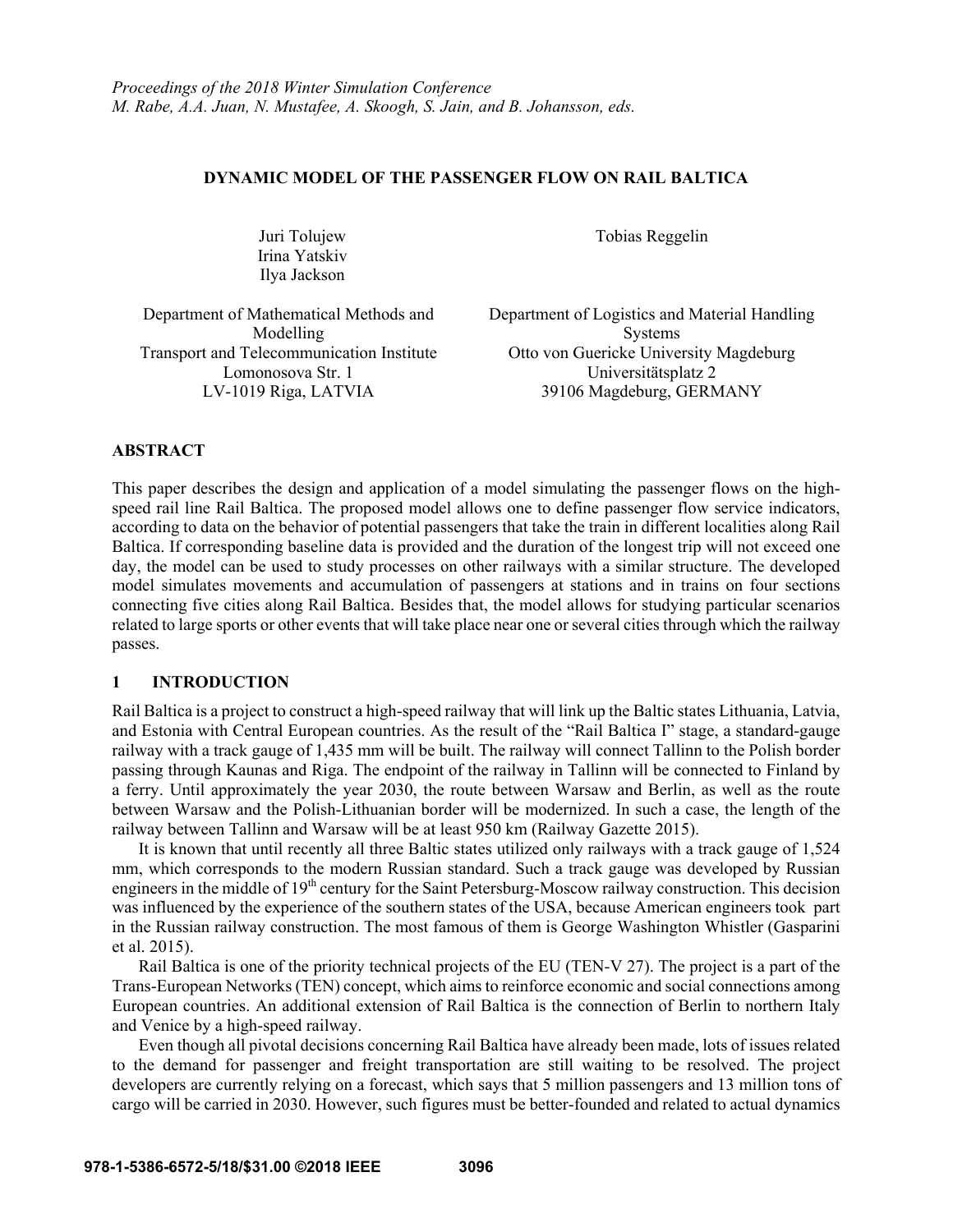*Proceedings of the 2018 Winter Simulation Conference*
*M. Rabe, A.A. Juan, N. Mustafee, A. Skoogh, S. Jain, and B. Johansson, eds.*

# DYNAMIC MODEL OF THE PASSENGER FLOW ON RAIL BALTICA

Juri Tolujew
Irina Yatskiv
Ilya Jackson

Department of Mathematical Methods and Modelling
Transport and Telecommunication Institute
Lomonosova Str. 1
LV-1019 Riga, LATVIA

Tobias Reggelin

Department of Logistics and Material Handling Systems
Otto von Guericke University Magdeburg
Universitätsplatz 2
39106 Magdeburg, GERMANY

## ABSTRACT

This paper describes the design and application of a model simulating the passenger flows on the high-speed rail line Rail Baltica. The proposed model allows one to define passenger flow service indicators, according to data on the behavior of potential passengers that take the train in different localities along Rail Baltica. If corresponding baseline data is provided and the duration of the longest trip will not exceed one day, the model can be used to study processes on other railways with a similar structure. The developed model simulates movements and accumulation of passengers at stations and in trains on four sections connecting five cities along Rail Baltica. Besides that, the model allows for studying particular scenarios related to large sports or other events that will take place near one or several cities through which the railway passes.

## 1 INTRODUCTION

Rail Baltica is a project to construct a high-speed railway that will link up the Baltic states Lithuania, Latvia, and Estonia with Central European countries. As the result of the "Rail Baltica I" stage, a standard-gauge railway with a track gauge of 1,435 mm will be built. The railway will connect Tallinn to the Polish border passing through Kaunas and Riga. The endpoint of the railway in Tallinn will be connected to Finland by a ferry. Until approximately the year 2030, the route between Warsaw and Berlin, as well as the route between Warsaw and the Polish-Lithuanian border will be modernized. In such a case, the length of the railway between Tallinn and Warsaw will be at least 950 km (Railway Gazette 2015).

It is known that until recently all three Baltic states utilized only railways with a track gauge of 1,524 mm, which corresponds to the modern Russian standard. Such a track gauge was developed by Russian engineers in the middle of 19th century for the Saint Petersburg-Moscow railway construction. This decision was influenced by the experience of the southern states of the USA, because American engineers took part in the Russian railway construction. The most famous of them is George Washington Whistler (Gasparini et al. 2015).

Rail Baltica is one of the priority technical projects of the EU (TEN-V 27). The project is a part of the Trans-European Networks (TEN) concept, which aims to reinforce economic and social connections among European countries. An additional extension of Rail Baltica is the connection of Berlin to northern Italy and Venice by a high-speed railway.

Even though all pivotal decisions concerning Rail Baltica have already been made, lots of issues related to the demand for passenger and freight transportation are still waiting to be resolved. The project developers are currently relying on a forecast, which says that 5 million passengers and 13 million tons of cargo will be carried in 2030. However, such figures must be better-founded and related to actual dynamics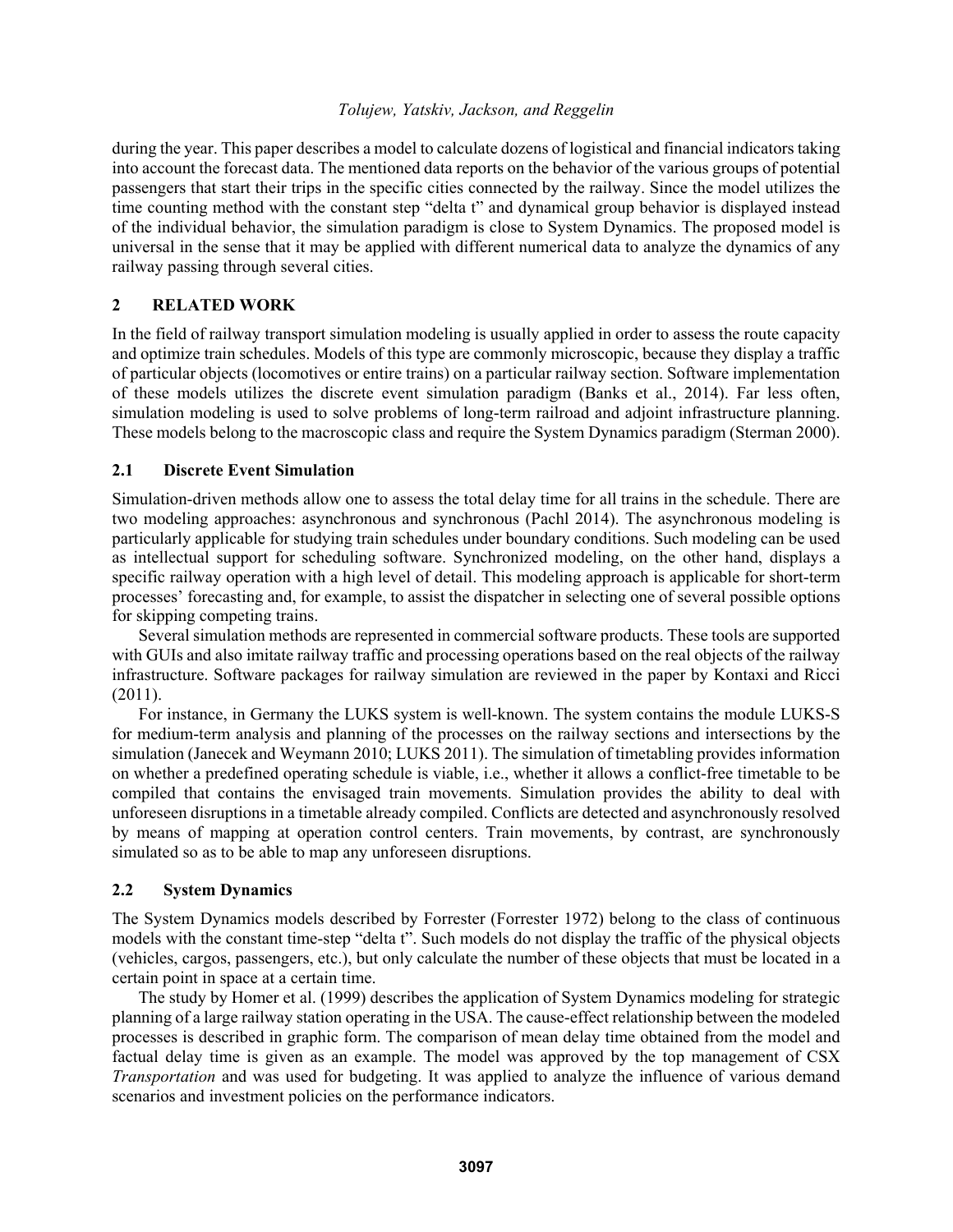during the year. This paper describes a model to calculate dozens of logistical and financial indicators taking into account the forecast data. The mentioned data reports on the behavior of the various groups of potential passengers that start their trips in the specific cities connected by the railway. Since the model utilizes the time counting method with the constant step "delta t" and dynamical group behavior is displayed instead of the individual behavior, the simulation paradigm is close to System Dynamics. The proposed model is universal in the sense that it may be applied with different numerical data to analyze the dynamics of any railway passing through several cities.

## 2 RELATED WORK

In the field of railway transport simulation modeling is usually applied in order to assess the route capacity and optimize train schedules. Models of this type are commonly microscopic, because they display a traffic of particular objects (locomotives or entire trains) on a particular railway section. Software implementation of these models utilizes the discrete event simulation paradigm (Banks et al., 2014). Far less often, simulation modeling is used to solve problems of long-term railroad and adjoint infrastructure planning. These models belong to the macroscopic class and require the System Dynamics paradigm (Sterman 2000).

### 2.1 Discrete Event Simulation

Simulation-driven methods allow one to assess the total delay time for all trains in the schedule. There are two modeling approaches: asynchronous and synchronous (Pachl 2014). The asynchronous modeling is particularly applicable for studying train schedules under boundary conditions. Such modeling can be used as intellectual support for scheduling software. Synchronized modeling, on the other hand, displays a specific railway operation with a high level of detail. This modeling approach is applicable for short-term processes' forecasting and, for example, to assist the dispatcher in selecting one of several possible options for skipping competing trains.

Several simulation methods are represented in commercial software products. These tools are supported with GUIs and also imitate railway traffic and processing operations based on the real objects of the railway infrastructure. Software packages for railway simulation are reviewed in the paper by Kontaxi and Ricci (2011).

For instance, in Germany the LUKS system is well-known. The system contains the module LUKS-S for medium-term analysis and planning of the processes on the railway sections and intersections by the simulation (Janecek and Weymann 2010; LUKS 2011). The simulation of timetabling provides information on whether a predefined operating schedule is viable, i.e., whether it allows a conflict-free timetable to be compiled that contains the envisaged train movements. Simulation provides the ability to deal with unforeseen disruptions in a timetable already compiled. Conflicts are detected and asynchronously resolved by means of mapping at operation control centers. Train movements, by contrast, are synchronously simulated so as to be able to map any unforeseen disruptions.

### 2.2 System Dynamics

The System Dynamics models described by Forrester (Forrester 1972) belong to the class of continuous models with the constant time-step "delta t". Such models do not display the traffic of the physical objects (vehicles, cargos, passengers, etc.), but only calculate the number of these objects that must be located in a certain point in space at a certain time.

The study by Homer et al. (1999) describes the application of System Dynamics modeling for strategic planning of a large railway station operating in the USA. The cause-effect relationship between the modeled processes is described in graphic form. The comparison of mean delay time obtained from the model and factual delay time is given as an example. The model was approved by the top management of CSX *Transportation* and was used for budgeting. It was applied to analyze the influence of various demand scenarios and investment policies on the performance indicators.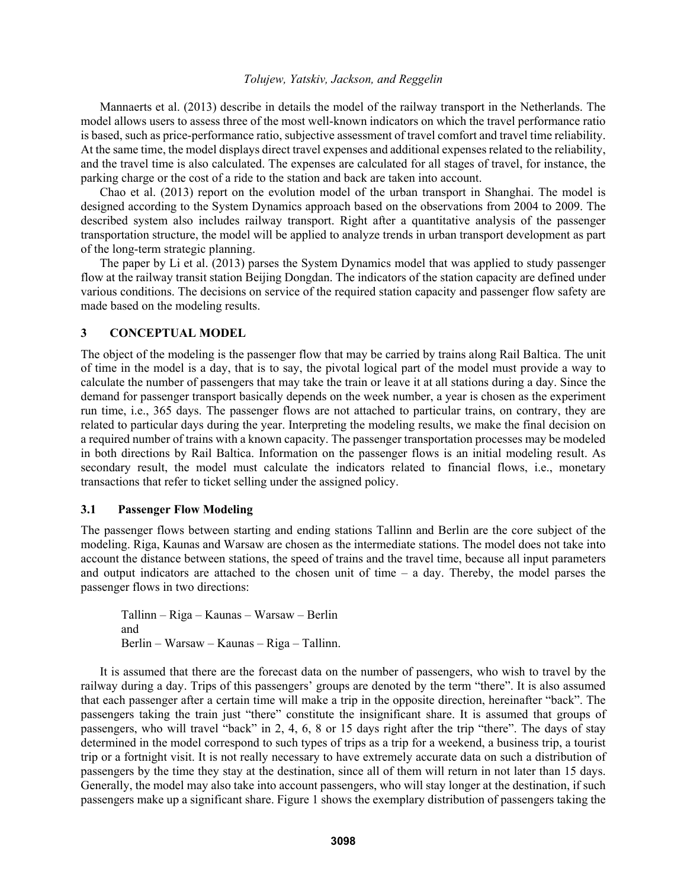Mannaerts et al. (2013) describe in details the model of the railway transport in the Netherlands. The model allows users to assess three of the most well-known indicators on which the travel performance ratio is based, such as price-performance ratio, subjective assessment of travel comfort and travel time reliability. At the same time, the model displays direct travel expenses and additional expenses related to the reliability, and the travel time is also calculated. The expenses are calculated for all stages of travel, for instance, the parking charge or the cost of a ride to the station and back are taken into account.

Chao et al. (2013) report on the evolution model of the urban transport in Shanghai. The model is designed according to the System Dynamics approach based on the observations from 2004 to 2009. The described system also includes railway transport. Right after a quantitative analysis of the passenger transportation structure, the model will be applied to analyze trends in urban transport development as part of the long-term strategic planning.

The paper by Li et al. (2013) parses the System Dynamics model that was applied to study passenger flow at the railway transit station Beijing Dongdan. The indicators of the station capacity are defined under various conditions. The decisions on service of the required station capacity and passenger flow safety are made based on the modeling results.

## 3 CONCEPTUAL MODEL

The object of the modeling is the passenger flow that may be carried by trains along Rail Baltica. The unit of time in the model is a day, that is to say, the pivotal logical part of the model must provide a way to calculate the number of passengers that may take the train or leave it at all stations during a day. Since the demand for passenger transport basically depends on the week number, a year is chosen as the experiment run time, i.e., 365 days. The passenger flows are not attached to particular trains, on contrary, they are related to particular days during the year. Interpreting the modeling results, we make the final decision on a required number of trains with a known capacity. The passenger transportation processes may be modeled in both directions by Rail Baltica. Information on the passenger flows is an initial modeling result. As secondary result, the model must calculate the indicators related to financial flows, i.e., monetary transactions that refer to ticket selling under the assigned policy.

### 3.1 Passenger Flow Modeling

The passenger flows between starting and ending stations Tallinn and Berlin are the core subject of the modeling. Riga, Kaunas and Warsaw are chosen as the intermediate stations. The model does not take into account the distance between stations, the speed of trains and the travel time, because all input parameters and output indicators are attached to the chosen unit of time – a day. Thereby, the model parses the passenger flows in two directions:

Tallinn – Riga – Kaunas – Warsaw – Berlin
and
Berlin – Warsaw – Kaunas – Riga – Tallinn.

It is assumed that there are the forecast data on the number of passengers, who wish to travel by the railway during a day. Trips of this passengers' groups are denoted by the term "there". It is also assumed that each passenger after a certain time will make a trip in the opposite direction, hereinafter "back". The passengers taking the train just "there" constitute the insignificant share. It is assumed that groups of passengers, who will travel "back" in 2, 4, 6, 8 or 15 days right after the trip "there". The days of stay determined in the model correspond to such types of trips as a trip for a weekend, a business trip, a tourist trip or a fortnight visit. It is not really necessary to have extremely accurate data on such a distribution of passengers by the time they stay at the destination, since all of them will return in not later than 15 days. Generally, the model may also take into account passengers, who will stay longer at the destination, if such passengers make up a significant share. Figure 1 shows the exemplary distribution of passengers taking the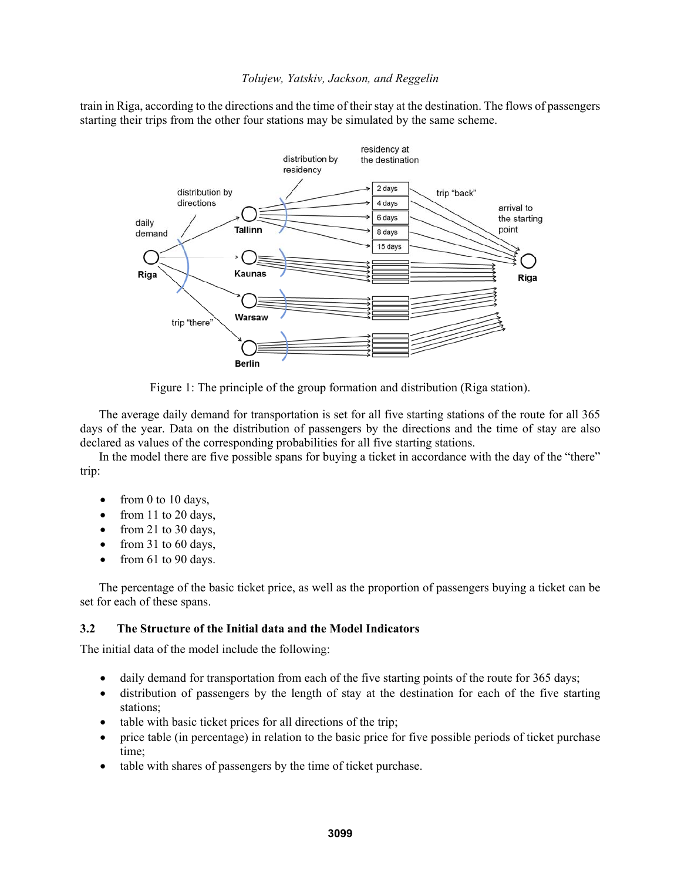train in Riga, according to the directions and the time of their stay at the destination. The flows of passengers starting their trips from the other four stations may be simulated by the same scheme.

Figure 1: The principle of the group formation and distribution (Riga station).

The average daily demand for transportation is set for all five starting stations of the route for all 365 days of the year. Data on the distribution of passengers by the directions and the time of stay are also declared as values of the corresponding probabilities for all five starting stations.

In the model there are five possible spans for buying a ticket in accordance with the day of the "there" trip:

- from 0 to 10 days,
- from 11 to 20 days,
- from 21 to 30 days,
- from 31 to 60 days,
- from 61 to 90 days.

The percentage of the basic ticket price, as well as the proportion of passengers buying a ticket can be set for each of these spans.

### 3.2 The Structure of the Initial data and the Model Indicators

The initial data of the model include the following:

- daily demand for transportation from each of the five starting points of the route for 365 days;
- distribution of passengers by the length of stay at the destination for each of the five starting stations;
- table with basic ticket prices for all directions of the trip;
- price table (in percentage) in relation to the basic price for five possible periods of ticket purchase time;
- table with shares of passengers by the time of ticket purchase.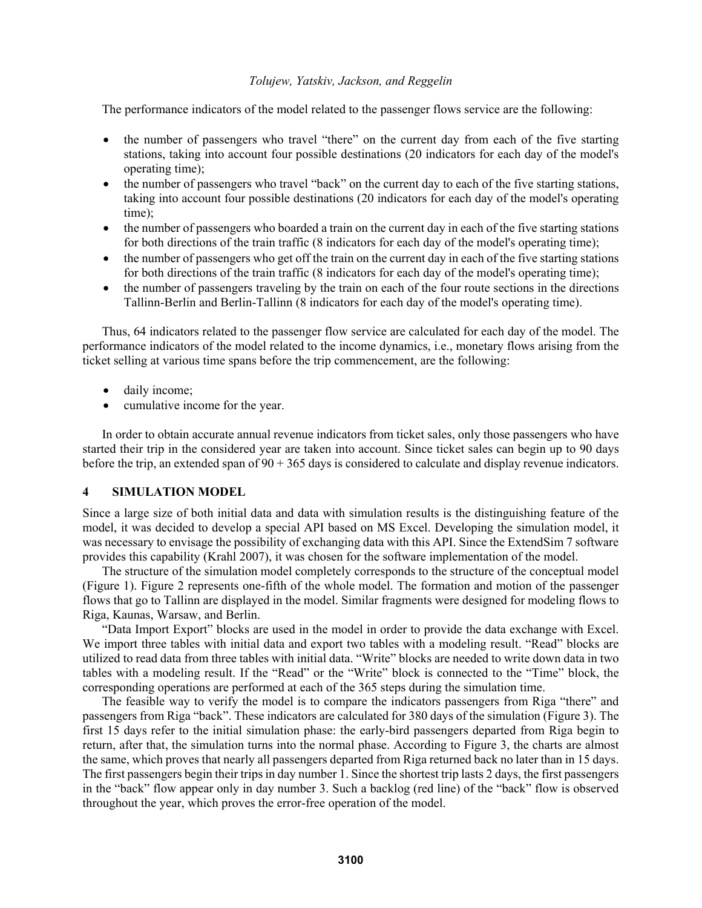The performance indicators of the model related to the passenger flows service are the following:

- the number of passengers who travel "there" on the current day from each of the five starting stations, taking into account four possible destinations (20 indicators for each day of the model's operating time);
- the number of passengers who travel "back" on the current day to each of the five starting stations, taking into account four possible destinations (20 indicators for each day of the model's operating time);
- the number of passengers who boarded a train on the current day in each of the five starting stations for both directions of the train traffic (8 indicators for each day of the model's operating time);
- the number of passengers who get off the train on the current day in each of the five starting stations for both directions of the train traffic (8 indicators for each day of the model's operating time);
- the number of passengers traveling by the train on each of the four route sections in the directions Tallinn-Berlin and Berlin-Tallinn (8 indicators for each day of the model's operating time).

Thus, 64 indicators related to the passenger flow service are calculated for each day of the model. The performance indicators of the model related to the income dynamics, i.e., monetary flows arising from the ticket selling at various time spans before the trip commencement, are the following:

- daily income;
- cumulative income for the year.

In order to obtain accurate annual revenue indicators from ticket sales, only those passengers who have started their trip in the considered year are taken into account. Since ticket sales can begin up to 90 days before the trip, an extended span of 90 + 365 days is considered to calculate and display revenue indicators.

## 4 SIMULATION MODEL

Since a large size of both initial data and data with simulation results is the distinguishing feature of the model, it was decided to develop a special API based on MS Excel. Developing the simulation model, it was necessary to envisage the possibility of exchanging data with this API. Since the ExtendSim 7 software provides this capability (Krahl 2007), it was chosen for the software implementation of the model.

The structure of the simulation model completely corresponds to the structure of the conceptual model (Figure 1). Figure 2 represents one-fifth of the whole model. The formation and motion of the passenger flows that go to Tallinn are displayed in the model. Similar fragments were designed for modeling flows to Riga, Kaunas, Warsaw, and Berlin.

"Data Import Export" blocks are used in the model in order to provide the data exchange with Excel. We import three tables with initial data and export two tables with a modeling result. "Read" blocks are utilized to read data from three tables with initial data. "Write" blocks are needed to write down data in two tables with a modeling result. If the "Read" or the "Write" block is connected to the "Time" block, the corresponding operations are performed at each of the 365 steps during the simulation time.

The feasible way to verify the model is to compare the indicators passengers from Riga "there" and passengers from Riga "back". These indicators are calculated for 380 days of the simulation (Figure 3). The first 15 days refer to the initial simulation phase: the early-bird passengers departed from Riga begin to return, after that, the simulation turns into the normal phase. According to Figure 3, the charts are almost the same, which proves that nearly all passengers departed from Riga returned back no later than in 15 days. The first passengers begin their trips in day number 1. Since the shortest trip lasts 2 days, the first passengers in the "back" flow appear only in day number 3. Such a backlog (red line) of the "back" flow is observed throughout the year, which proves the error-free operation of the model.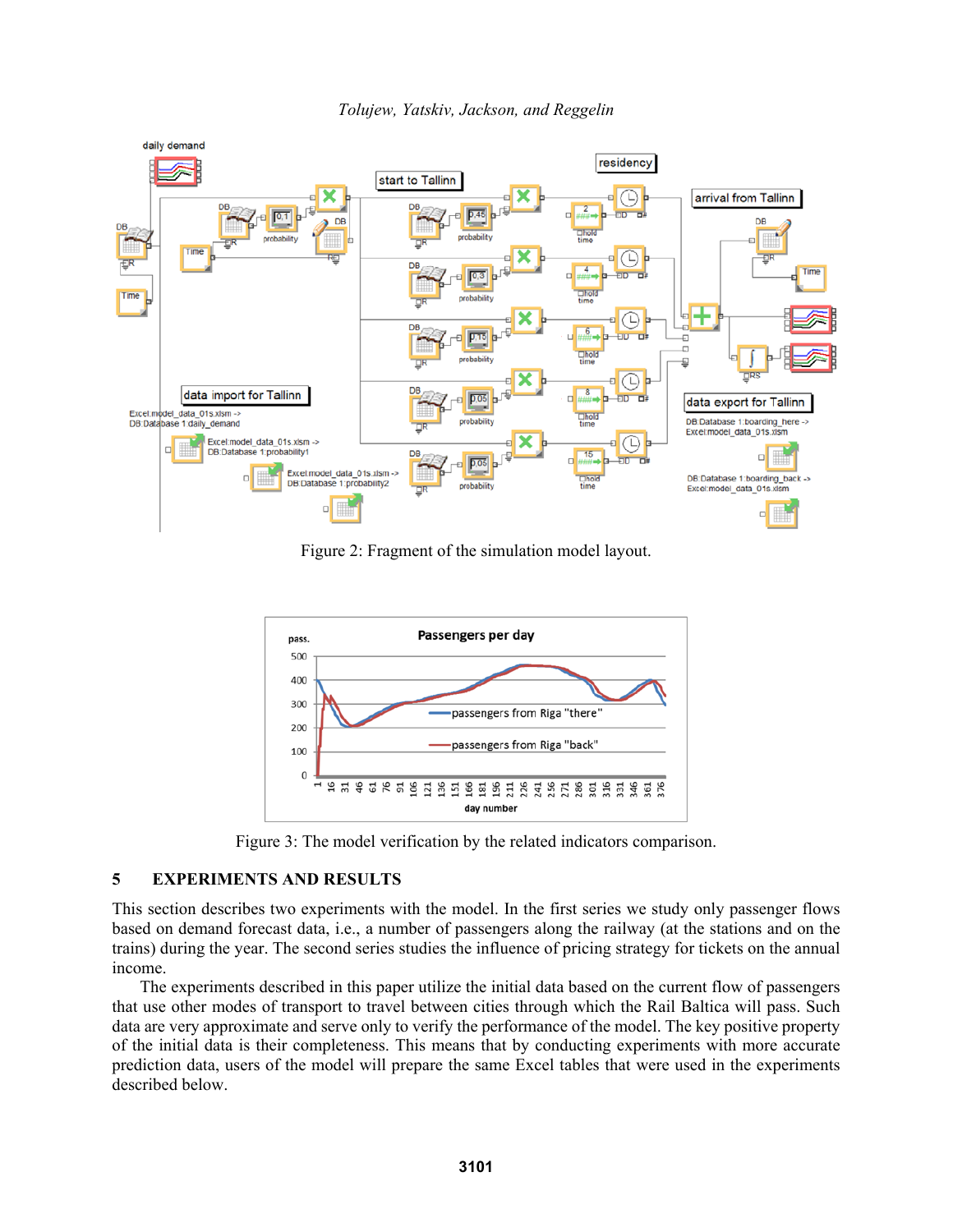Figure 2: Fragment of the simulation model layout.

Figure 3: The model verification by the related indicators comparison.

## 5 EXPERIMENTS AND RESULTS

This section describes two experiments with the model. In the first series we study only passenger flows based on demand forecast data, i.e., a number of passengers along the railway (at the stations and on the trains) during the year. The second series studies the influence of pricing strategy for tickets on the annual income.

The experiments described in this paper utilize the initial data based on the current flow of passengers that use other modes of transport to travel between cities through which the Rail Baltica will pass. Such data are very approximate and serve only to verify the performance of the model. The key positive property of the initial data is their completeness. This means that by conducting experiments with more accurate prediction data, users of the model will prepare the same Excel tables that were used in the experiments described below.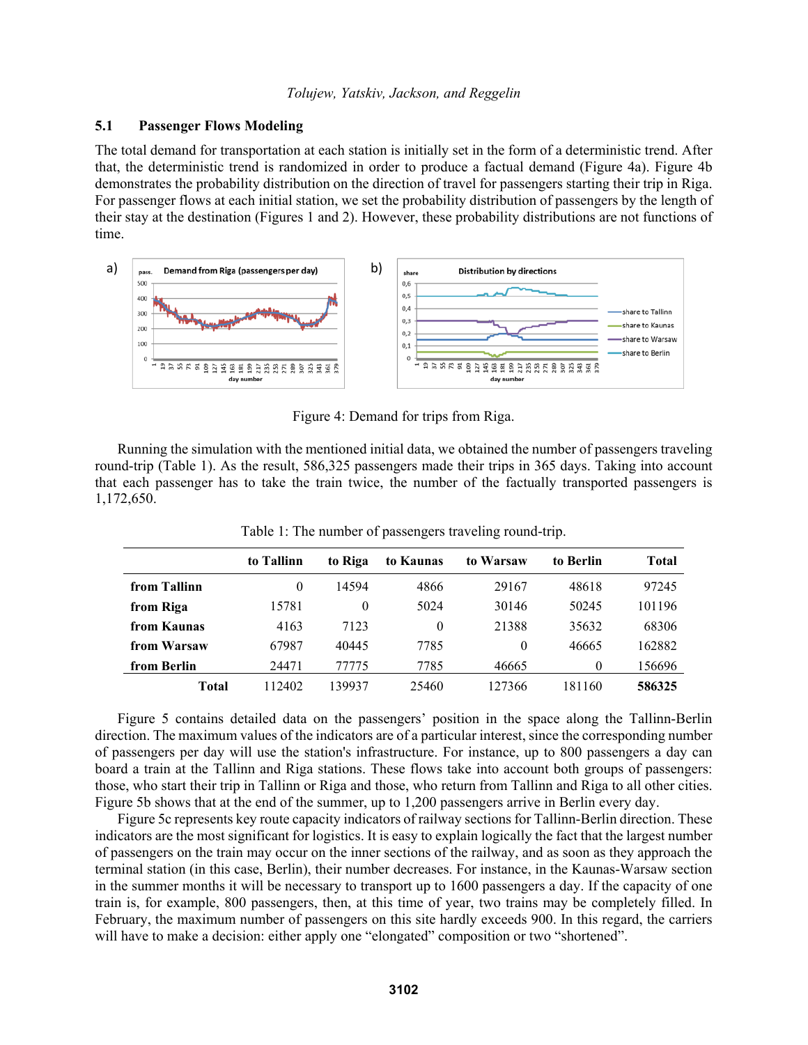### 5.1 Passenger Flows Modeling

The total demand for transportation at each station is initially set in the form of a deterministic trend. After that, the deterministic trend is randomized in order to produce a factual demand (Figure 4a). Figure 4b demonstrates the probability distribution on the direction of travel for passengers starting their trip in Riga. For passenger flows at each initial station, we set the probability distribution of passengers by the length of their stay at the destination (Figures 1 and 2). However, these probability distributions are not functions of time.

Figure 4: Demand for trips from Riga.

Running the simulation with the mentioned initial data, we obtained the number of passengers traveling round-trip (Table 1). As the result, 586,325 passengers made their trips in 365 days. Taking into account that each passenger has to take the train twice, the number of the factually transported passengers is 1,172,650.

Table 1: The number of passengers traveling round-trip.

| | to Tallinn | to Riga | to Kaunas | to Warsaw | to Berlin | Total |
|---|---|---|---|---|---|---|
| **from Tallinn** | 0 | 14594 | 4866 | 29167 | 48618 | 97245 |
| **from Riga** | 15781 | 0 | 5024 | 30146 | 50245 | 101196 |
| **from Kaunas** | 4163 | 7123 | 0 | 21388 | 35632 | 68306 |
| **from Warsaw** | 67987 | 40445 | 7785 | 0 | 46665 | 162882 |
| **from Berlin** | 24471 | 77775 | 7785 | 46665 | 0 | 156696 |
| **Total** | 112402 | 139937 | 25460 | 127366 | 181160 | **586325** |

Figure 5 contains detailed data on the passengers' position in the space along the Tallinn-Berlin direction. The maximum values of the indicators are of a particular interest, since the corresponding number of passengers per day will use the station's infrastructure. For instance, up to 800 passengers a day can board a train at the Tallinn and Riga stations. These flows take into account both groups of passengers: those, who start their trip in Tallinn or Riga and those, who return from Tallinn and Riga to all other cities. Figure 5b shows that at the end of the summer, up to 1,200 passengers arrive in Berlin every day.

Figure 5c represents key route capacity indicators of railway sections for Tallinn-Berlin direction. These indicators are the most significant for logistics. It is easy to explain logically the fact that the largest number of passengers on the train may occur on the inner sections of the railway, and as soon as they approach the terminal station (in this case, Berlin), their number decreases. For instance, in the Kaunas-Warsaw section in the summer months it will be necessary to transport up to 1600 passengers a day. If the capacity of one train is, for example, 800 passengers, then, at this time of year, two trains may be completely filled. In February, the maximum number of passengers on this site hardly exceeds 900. In this regard, the carriers will have to make a decision: either apply one "elongated" composition or two "shortened".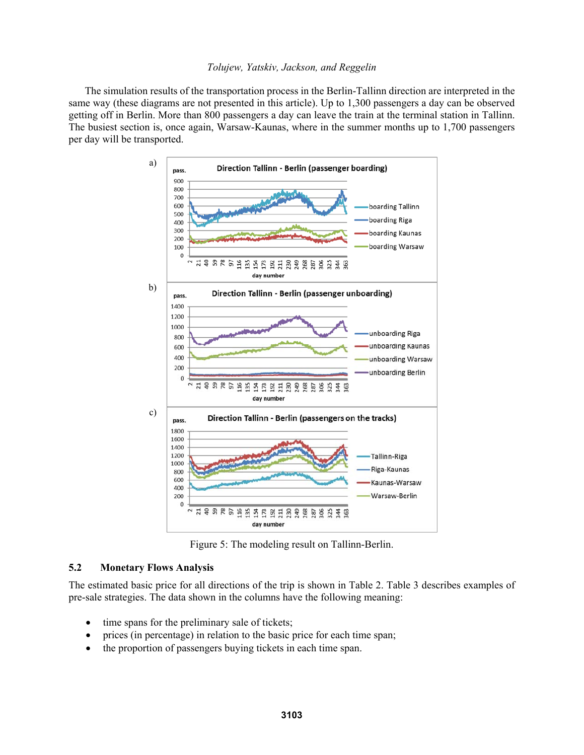The simulation results of the transportation process in the Berlin-Tallinn direction are interpreted in the same way (these diagrams are not presented in this article). Up to 1,300 passengers a day can be observed getting off in Berlin. More than 800 passengers a day can leave the train at the terminal station in Tallinn. The busiest section is, once again, Warsaw-Kaunas, where in the summer months up to 1,700 passengers per day will be transported.

Figure 5: The modeling result on Tallinn-Berlin.

## 5.2 Monetary Flows Analysis

The estimated basic price for all directions of the trip is shown in Table 2. Table 3 describes examples of pre-sale strategies. The data shown in the columns have the following meaning:

- time spans for the preliminary sale of tickets;
- prices (in percentage) in relation to the basic price for each time span;
- the proportion of passengers buying tickets in each time span.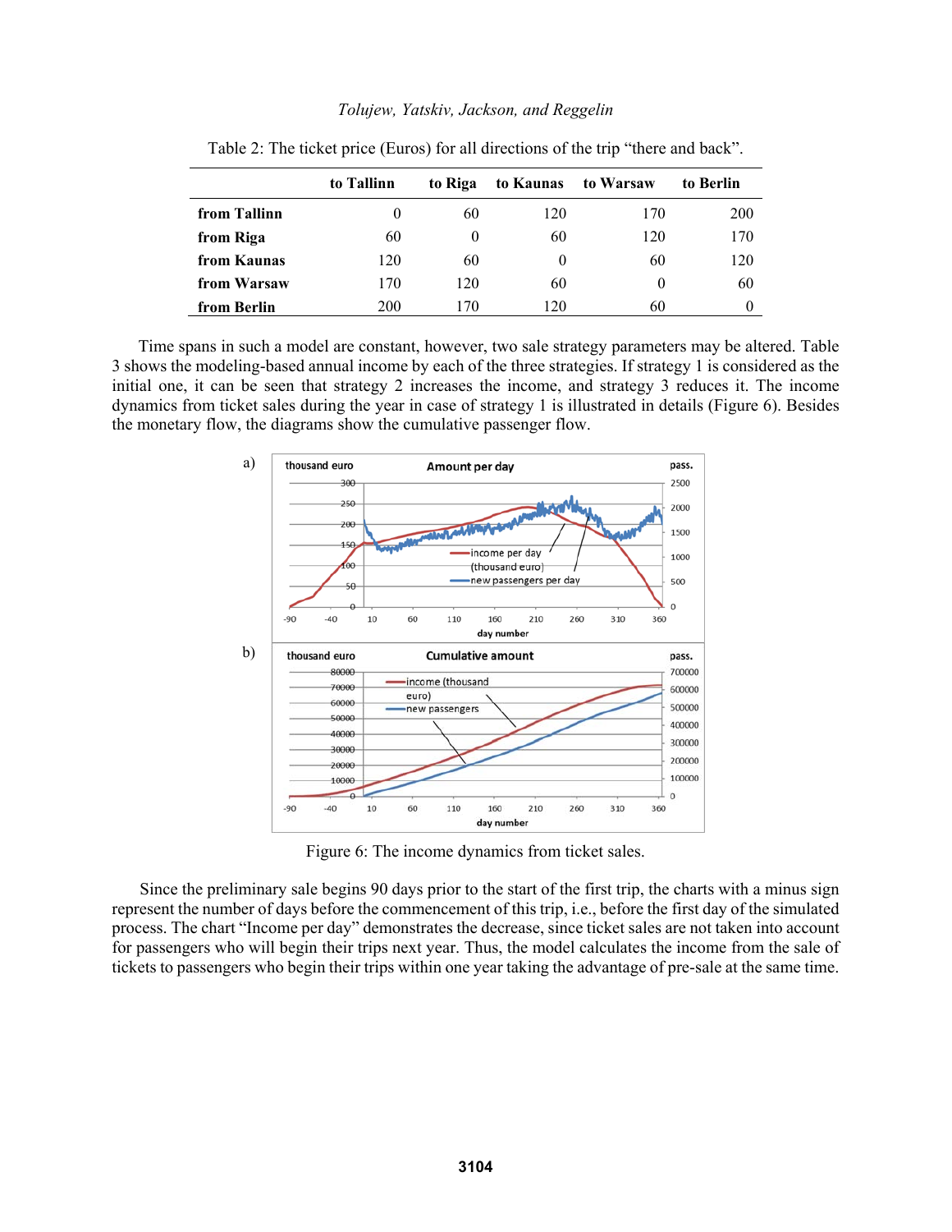Table 2: The ticket price (Euros) for all directions of the trip "there and back".

| | to Tallinn | to Riga | to Kaunas | to Warsaw | to Berlin |
|---|---|---|---|---|---|
| **from Tallinn** | 0 | 60 | 120 | 170 | 200 |
| **from Riga** | 60 | 0 | 60 | 120 | 170 |
| **from Kaunas** | 120 | 60 | 0 | 60 | 120 |
| **from Warsaw** | 170 | 120 | 60 | 0 | 60 |
| **from Berlin** | 200 | 170 | 120 | 60 | 0 |

Time spans in such a model are constant, however, two sale strategy parameters may be altered. Table 3 shows the modeling-based annual income by each of the three strategies. If strategy 1 is considered as the initial one, it can be seen that strategy 2 increases the income, and strategy 3 reduces it. The income dynamics from ticket sales during the year in case of strategy 1 is illustrated in details (Figure 6). Besides the monetary flow, the diagrams show the cumulative passenger flow.

Figure 6: The income dynamics from ticket sales.

Since the preliminary sale begins 90 days prior to the start of the first trip, the charts with a minus sign represent the number of days before the commencement of this trip, i.e., before the first day of the simulated process. The chart "Income per day" demonstrates the decrease, since ticket sales are not taken into account for passengers who will begin their trips next year. Thus, the model calculates the income from the sale of tickets to passengers who begin their trips within one year taking the advantage of pre-sale at the same time.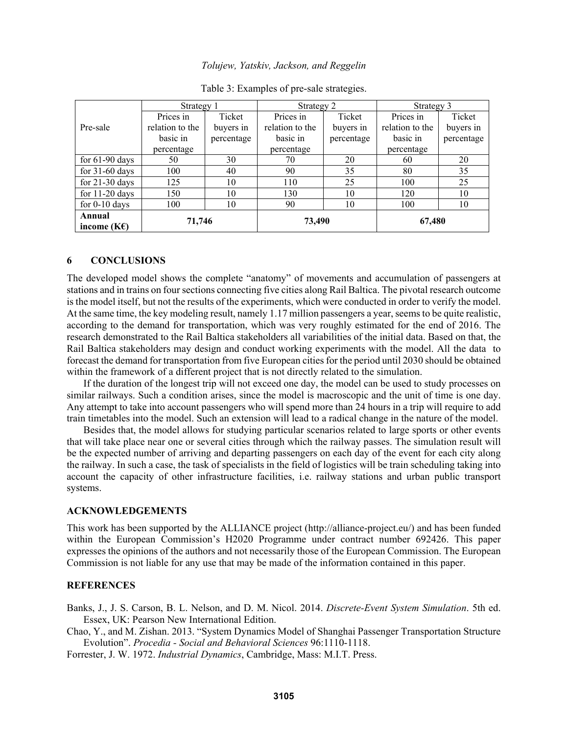Table 3: Examples of pre-sale strategies.

| Pre-sale | Strategy 1 | | Strategy 2 | | Strategy 3 | |
|---|---|---|---|---|---|---|
| | Prices in relation to the basic in percentage | Ticket buyers in percentage | Prices in relation to the basic in percentage | Ticket buyers in percentage | Prices in relation to the basic in percentage | Ticket buyers in percentage |
| for 61-90 days | 50 | 30 | 70 | 20 | 60 | 20 |
| for 31-60 days | 100 | 40 | 90 | 35 | 80 | 35 |
| for 21-30 days | 125 | 10 | 110 | 25 | 100 | 25 |
| for 11-20 days | 150 | 10 | 130 | 10 | 120 | 10 |
| for 0-10 days | 100 | 10 | 90 | 10 | 100 | 10 |
| **Annual income (K€)** | **71,746** | | **73,490** | | **67,480** | |

## 6 CONCLUSIONS

The developed model shows the complete "anatomy" of movements and accumulation of passengers at stations and in trains on four sections connecting five cities along Rail Baltica. The pivotal research outcome is the model itself, but not the results of the experiments, which were conducted in order to verify the model. At the same time, the key modeling result, namely 1.17 million passengers a year, seems to be quite realistic, according to the demand for transportation, which was very roughly estimated for the end of 2016. The research demonstrated to the Rail Baltica stakeholders all variabilities of the initial data. Based on that, the Rail Baltica stakeholders may design and conduct working experiments with the model. All the data to forecast the demand for transportation from five European cities for the period until 2030 should be obtained within the framework of a different project that is not directly related to the simulation.

If the duration of the longest trip will not exceed one day, the model can be used to study processes on similar railways. Such a condition arises, since the model is macroscopic and the unit of time is one day. Any attempt to take into account passengers who will spend more than 24 hours in a trip will require to add train timetables into the model. Such an extension will lead to a radical change in the nature of the model.

Besides that, the model allows for studying particular scenarios related to large sports or other events that will take place near one or several cities through which the railway passes. The simulation result will be the expected number of arriving and departing passengers on each day of the event for each city along the railway. In such a case, the task of specialists in the field of logistics will be train scheduling taking into account the capacity of other infrastructure facilities, i.e. railway stations and urban public transport systems.

## ACKNOWLEDGEMENTS

This work has been supported by the ALLIANCE project (http://alliance-project.eu/) and has been funded within the European Commission's H2020 Programme under contract number 692426. This paper expresses the opinions of the authors and not necessarily those of the European Commission. The European Commission is not liable for any use that may be made of the information contained in this paper.

## REFERENCES

Banks, J., J. S. Carson, B. L. Nelson, and D. M. Nicol. 2014. *Discrete-Event System Simulation*. 5th ed. Essex, UK: Pearson New International Edition.

Chao, Y., and M. Zishan. 2013. "System Dynamics Model of Shanghai Passenger Transportation Structure Evolution". *Procedia - Social and Behavioral Sciences* 96:1110-1118.

Forrester, J. W. 1972. *Industrial Dynamics*, Cambridge, Mass: M.I.T. Press.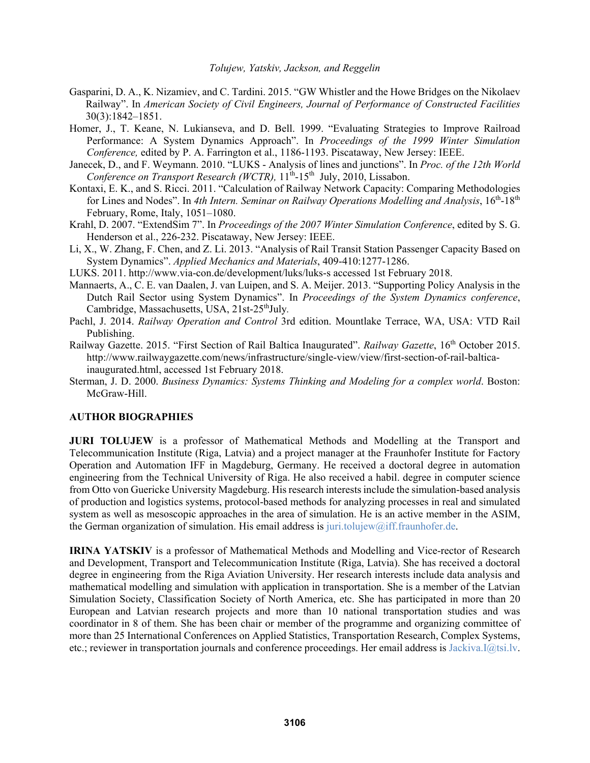Gasparini, D. A., K. Nizamiev, and C. Tardini. 2015. "GW Whistler and the Howe Bridges on the Nikolaev Railway". In *American Society of Civil Engineers, Journal of Performance of Constructed Facilities* 30(3):1842–1851.

Homer, J., T. Keane, N. Lukianseva, and D. Bell. 1999. "Evaluating Strategies to Improve Railroad Performance: A System Dynamics Approach". In *Proceedings of the 1999 Winter Simulation Conference,* edited by P. A. Farrington et al., 1186-1193. Piscataway, New Jersey: IEEE.

Janecek, D., and F. Weymann. 2010. "LUKS - Analysis of lines and junctions". In *Proc. of the 12th World Conference on Transport Research (WCTR),* 11th-15th July, 2010, Lissabon.

Kontaxi, E. K., and S. Ricci. 2011. "Calculation of Railway Network Capacity: Comparing Methodologies for Lines and Nodes". In *4th Intern. Seminar on Railway Operations Modelling and Analysis*, 16th-18th February, Rome, Italy, 1051–1080.

Krahl, D. 2007. "ExtendSim 7". In *Proceedings of the 2007 Winter Simulation Conference*, edited by S. G. Henderson et al., 226-232. Piscataway, New Jersey: IEEE.

Li, X., W. Zhang, F. Chen, and Z. Li. 2013. "Analysis of Rail Transit Station Passenger Capacity Based on System Dynamics". *Applied Mechanics and Materials*, 409-410:1277-1286.

LUKS. 2011. http://www.via-con.de/development/luks/luks-s accessed 1st February 2018.

Mannaerts, A., C. E. van Daalen, J. van Luipen, and S. A. Meijer. 2013. "Supporting Policy Analysis in the Dutch Rail Sector using System Dynamics". In *Proceedings of the System Dynamics conference*, Cambridge, Massachusetts, USA, 21st-25thJuly.

Pachl, J. 2014. *Railway Operation and Control* 3rd edition. Mountlake Terrace, WA, USA: VTD Rail Publishing.

Railway Gazette. 2015. "First Section of Rail Baltica Inaugurated". *Railway Gazette*, 16th October 2015. http://www.railwaygazette.com/news/infrastructure/single-view/view/first-section-of-rail-baltica-inaugurated.html, accessed 1st February 2018.

Sterman, J. D. 2000. *Business Dynamics: Systems Thinking and Modeling for a complex world*. Boston: McGraw-Hill.

## AUTHOR BIOGRAPHIES

**JURI TOLUJEW** is a professor of Mathematical Methods and Modelling at the Transport and Telecommunication Institute (Riga, Latvia) and a project manager at the Fraunhofer Institute for Factory Operation and Automation IFF in Magdeburg, Germany. He received a doctoral degree in automation engineering from the Technical University of Riga. He also received a habil. degree in computer science from Otto von Guericke University Magdeburg. His research interests include the simulation-based analysis of production and logistics systems, protocol-based methods for analyzing processes in real and simulated system as well as mesoscopic approaches in the area of simulation. He is an active member in the ASIM, the German organization of simulation. His email address is juri.tolujew@iff.fraunhofer.de.

**IRINA YATSKIV** is a professor of Mathematical Methods and Modelling and Vice-rector of Research and Development, Transport and Telecommunication Institute (Riga, Latvia). She has received a doctoral degree in engineering from the Riga Aviation University. Her research interests include data analysis and mathematical modelling and simulation with application in transportation. She is a member of the Latvian Simulation Society, Classification Society of North America, etc. She has participated in more than 20 European and Latvian research projects and more than 10 national transportation studies and was coordinator in 8 of them. She has been chair or member of the programme and organizing committee of more than 25 International Conferences on Applied Statistics, Transportation Research, Complex Systems, etc.; reviewer in transportation journals and conference proceedings. Her email address is Jackiva.I@tsi.lv.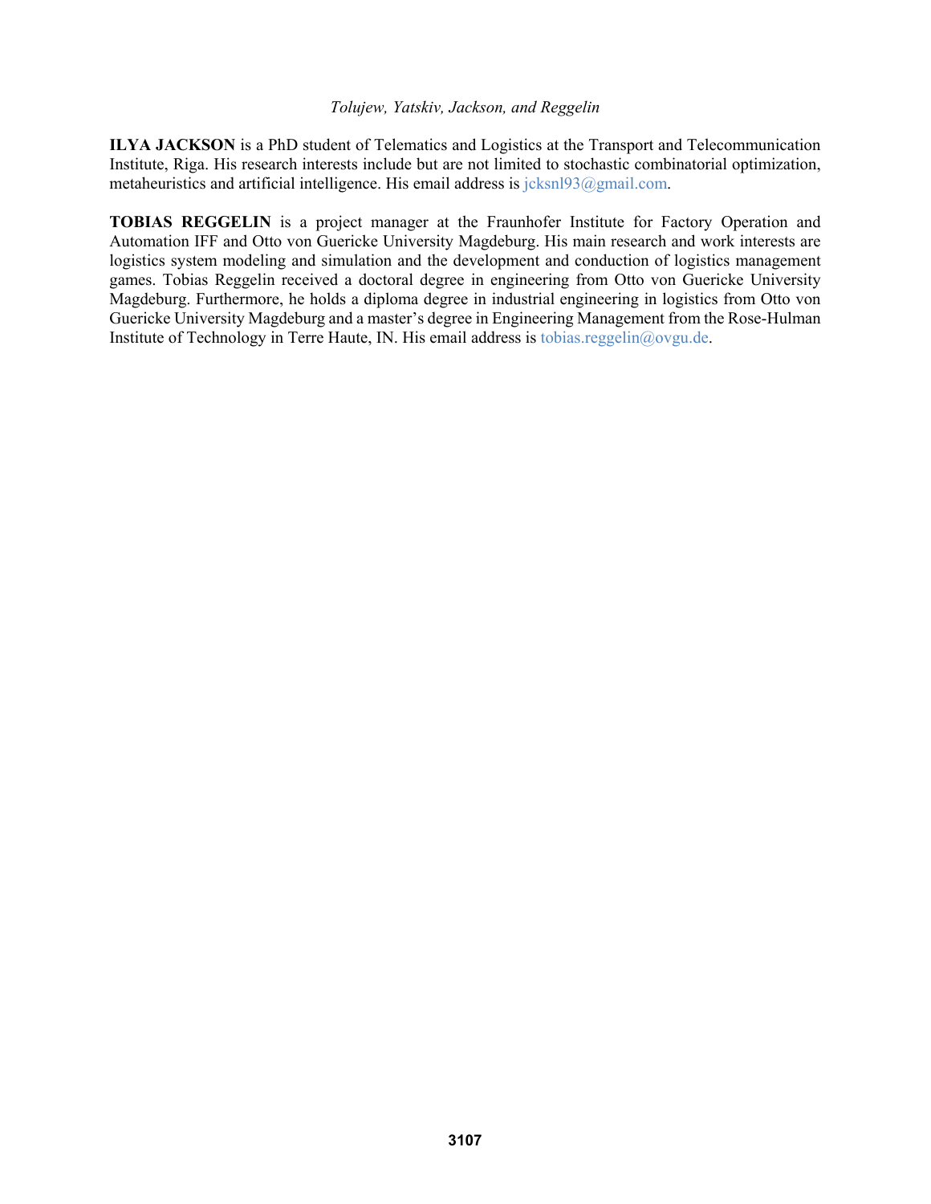**ILYA JACKSON** is a PhD student of Telematics and Logistics at the Transport and Telecommunication Institute, Riga. His research interests include but are not limited to stochastic combinatorial optimization, metaheuristics and artificial intelligence. His email address is jcksnl93@gmail.com.

**TOBIAS REGGELIN** is a project manager at the Fraunhofer Institute for Factory Operation and Automation IFF and Otto von Guericke University Magdeburg. His main research and work interests are logistics system modeling and simulation and the development and conduction of logistics management games. Tobias Reggelin received a doctoral degree in engineering from Otto von Guericke University Magdeburg. Furthermore, he holds a diploma degree in industrial engineering in logistics from Otto von Guericke University Magdeburg and a master's degree in Engineering Management from the Rose-Hulman Institute of Technology in Terre Haute, IN. His email address is tobias.reggelin@ovgu.de.